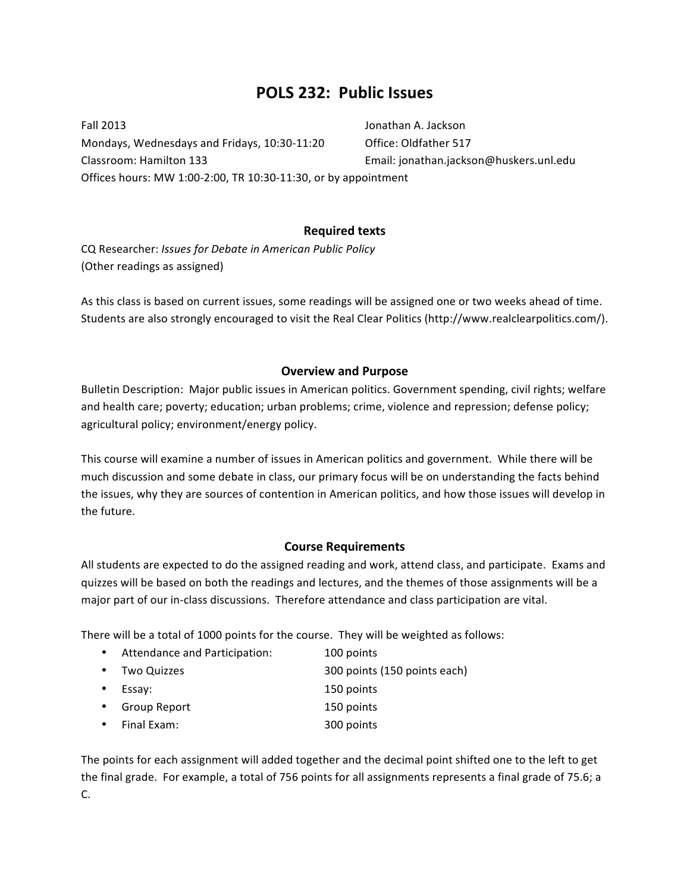# POLS 232: Public Issues

Fall 2013
Mondays, Wednesdays and Fridays, 10:30-11:20
Classroom: Hamilton 133
Offices hours: MW 1:00-2:00, TR 10:30-11:30, or by appointment

Jonathan A. Jackson
Office: Oldfather 517
Email: jonathan.jackson@huskers.unl.edu

### Required texts

CQ Researcher: *Issues for Debate in American Public Policy*
(Other readings as assigned)

As this class is based on current issues, some readings will be assigned one or two weeks ahead of time. Students are also strongly encouraged to visit the Real Clear Politics (http://www.realclearpolitics.com/).

### Overview and Purpose

Bulletin Description: Major public issues in American politics. Government spending, civil rights; welfare and health care; poverty; education; urban problems; crime, violence and repression; defense policy; agricultural policy; environment/energy policy.

This course will examine a number of issues in American politics and government. While there will be much discussion and some debate in class, our primary focus will be on understanding the facts behind the issues, why they are sources of contention in American politics, and how those issues will develop in the future.

### Course Requirements

All students are expected to do the assigned reading and work, attend class, and participate. Exams and quizzes will be based on both the readings and lectures, and the themes of those assignments will be a major part of our in-class discussions. Therefore attendance and class participation are vital.

There will be a total of 1000 points for the course. They will be weighted as follows:

- Attendance and Participation: 100 points
- Two Quizzes 300 points (150 points each)
- Essay: 150 points
- Group Report 150 points
- Final Exam: 300 points

The points for each assignment will added together and the decimal point shifted one to the left to get the final grade. For example, a total of 756 points for all assignments represents a final grade of 75.6; a C.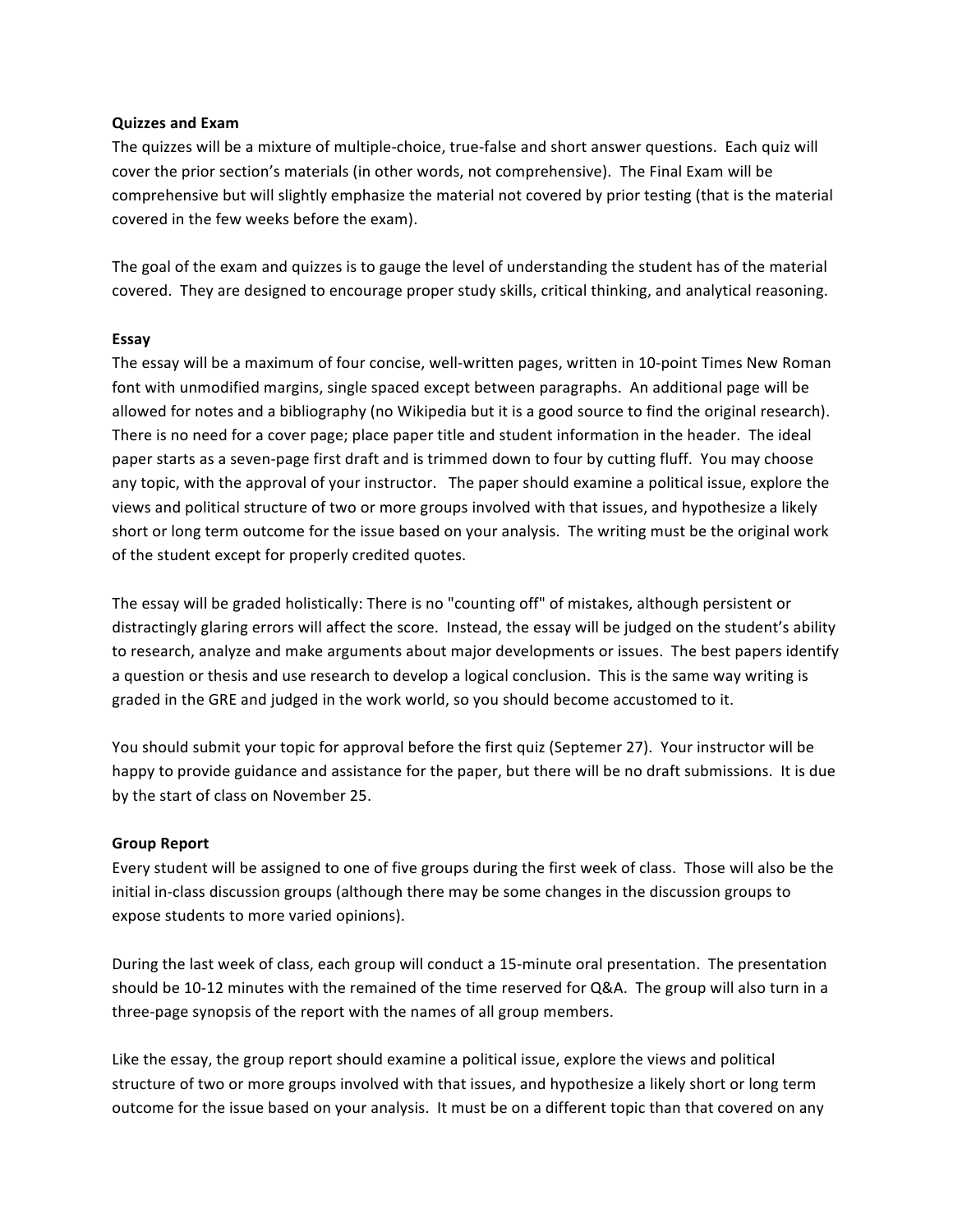**Quizzes and Exam**

The quizzes will be a mixture of multiple-choice, true-false and short answer questions. Each quiz will cover the prior section's materials (in other words, not comprehensive). The Final Exam will be comprehensive but will slightly emphasize the material not covered by prior testing (that is the material covered in the few weeks before the exam).

The goal of the exam and quizzes is to gauge the level of understanding the student has of the material covered. They are designed to encourage proper study skills, critical thinking, and analytical reasoning.

**Essay**

The essay will be a maximum of four concise, well-written pages, written in 10-point Times New Roman font with unmodified margins, single spaced except between paragraphs. An additional page will be allowed for notes and a bibliography (no Wikipedia but it is a good source to find the original research). There is no need for a cover page; place paper title and student information in the header. The ideal paper starts as a seven-page first draft and is trimmed down to four by cutting fluff. You may choose any topic, with the approval of your instructor. The paper should examine a political issue, explore the views and political structure of two or more groups involved with that issues, and hypothesize a likely short or long term outcome for the issue based on your analysis. The writing must be the original work of the student except for properly credited quotes.

The essay will be graded holistically: There is no "counting off" of mistakes, although persistent or distractingly glaring errors will affect the score. Instead, the essay will be judged on the student's ability to research, analyze and make arguments about major developments or issues. The best papers identify a question or thesis and use research to develop a logical conclusion. This is the same way writing is graded in the GRE and judged in the work world, so you should become accustomed to it.

You should submit your topic for approval before the first quiz (Septemer 27). Your instructor will be happy to provide guidance and assistance for the paper, but there will be no draft submissions. It is due by the start of class on November 25.

**Group Report**

Every student will be assigned to one of five groups during the first week of class. Those will also be the initial in-class discussion groups (although there may be some changes in the discussion groups to expose students to more varied opinions).

During the last week of class, each group will conduct a 15-minute oral presentation. The presentation should be 10-12 minutes with the remained of the time reserved for Q&A. The group will also turn in a three-page synopsis of the report with the names of all group members.

Like the essay, the group report should examine a political issue, explore the views and political structure of two or more groups involved with that issues, and hypothesize a likely short or long term outcome for the issue based on your analysis. It must be on a different topic than that covered on any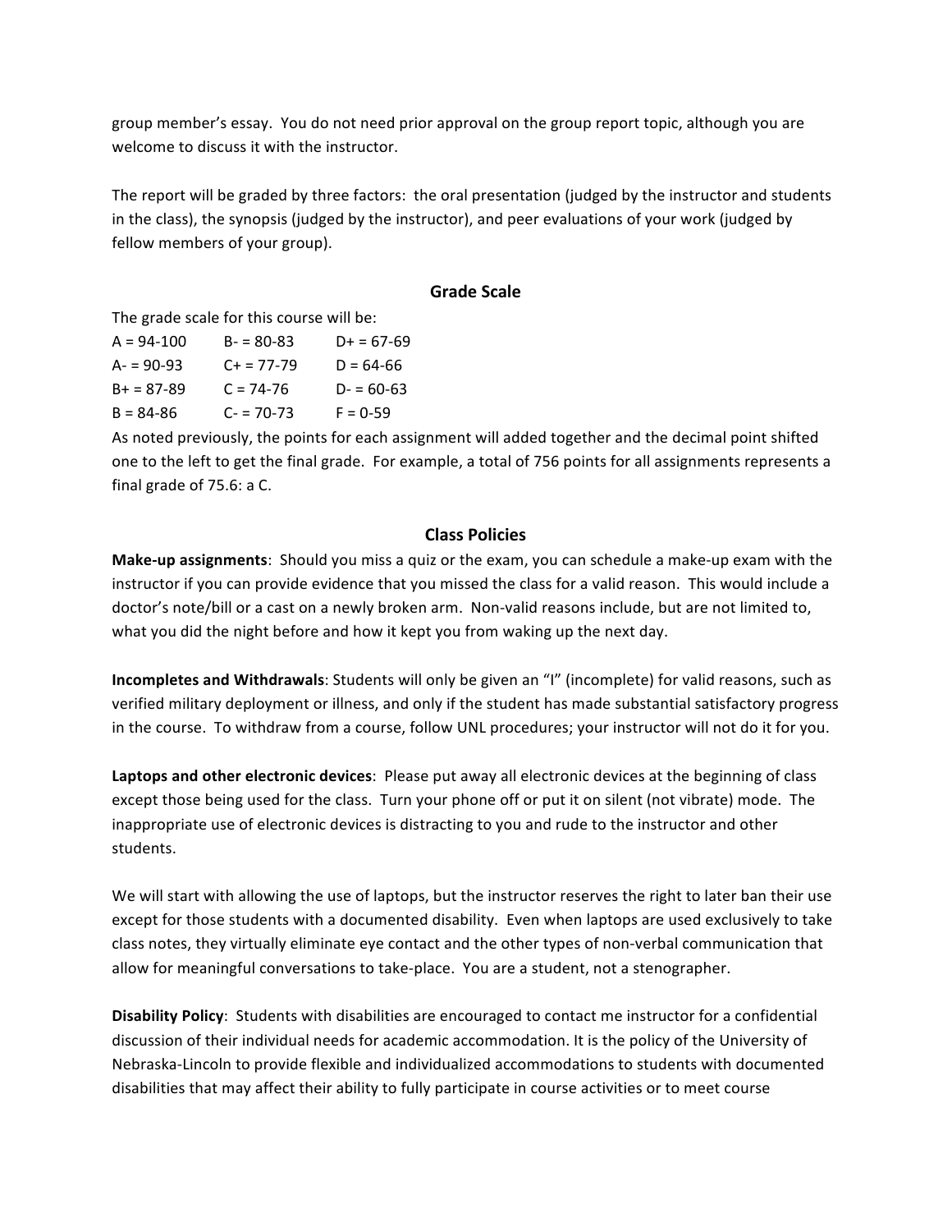group member's essay. You do not need prior approval on the group report topic, although you are welcome to discuss it with the instructor.

The report will be graded by three factors: the oral presentation (judged by the instructor and students in the class), the synopsis (judged by the instructor), and peer evaluations of your work (judged by fellow members of your group).

## Grade Scale

The grade scale for this course will be:

| | | |
|---|---|---|
| A = 94-100 | B- = 80-83 | D+ = 67-69 |
| A- = 90-93 | C+ = 77-79 | D = 64-66 |
| B+ = 87-89 | C = 74-76 | D- = 60-63 |
| B = 84-86 | C- = 70-73 | F = 0-59 |

As noted previously, the points for each assignment will added together and the decimal point shifted one to the left to get the final grade. For example, a total of 756 points for all assignments represents a final grade of 75.6: a C.

## Class Policies

**Make-up assignments**: Should you miss a quiz or the exam, you can schedule a make-up exam with the instructor if you can provide evidence that you missed the class for a valid reason. This would include a doctor's note/bill or a cast on a newly broken arm. Non-valid reasons include, but are not limited to, what you did the night before and how it kept you from waking up the next day.

**Incompletes and Withdrawals**: Students will only be given an "I" (incomplete) for valid reasons, such as verified military deployment or illness, and only if the student has made substantial satisfactory progress in the course. To withdraw from a course, follow UNL procedures; your instructor will not do it for you.

**Laptops and other electronic devices**: Please put away all electronic devices at the beginning of class except those being used for the class. Turn your phone off or put it on silent (not vibrate) mode. The inappropriate use of electronic devices is distracting to you and rude to the instructor and other students.

We will start with allowing the use of laptops, but the instructor reserves the right to later ban their use except for those students with a documented disability. Even when laptops are used exclusively to take class notes, they virtually eliminate eye contact and the other types of non-verbal communication that allow for meaningful conversations to take-place. You are a student, not a stenographer.

**Disability Policy**: Students with disabilities are encouraged to contact me instructor for a confidential discussion of their individual needs for academic accommodation. It is the policy of the University of Nebraska-Lincoln to provide flexible and individualized accommodations to students with documented disabilities that may affect their ability to fully participate in course activities or to meet course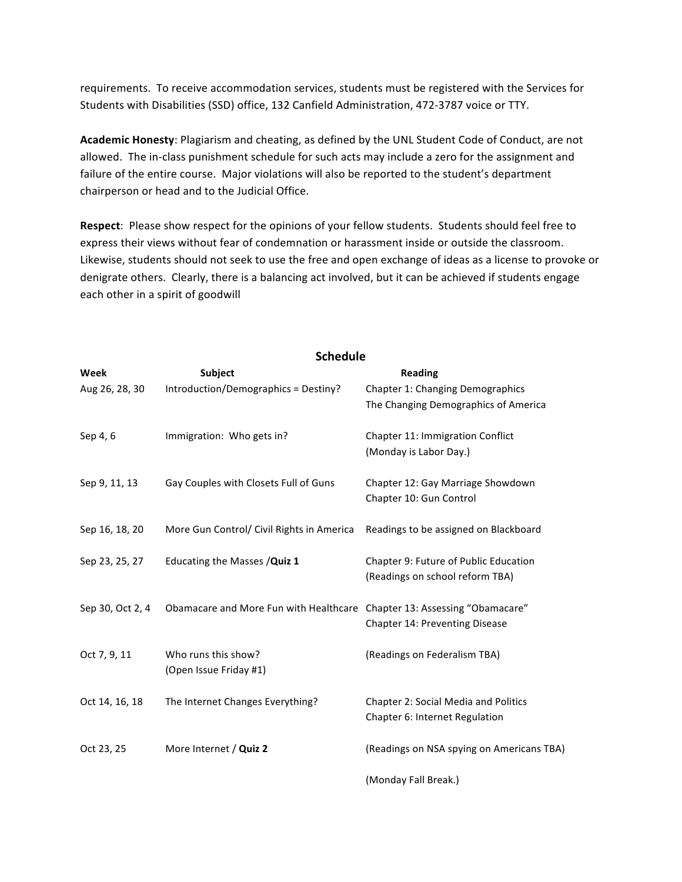requirements. To receive accommodation services, students must be registered with the Services for Students with Disabilities (SSD) office, 132 Canfield Administration, 472-3787 voice or TTY.

**Academic Honesty**: Plagiarism and cheating, as defined by the UNL Student Code of Conduct, are not allowed. The in-class punishment schedule for such acts may include a zero for the assignment and failure of the entire course. Major violations will also be reported to the student's department chairperson or head and to the Judicial Office.

**Respect**: Please show respect for the opinions of your fellow students. Students should feel free to express their views without fear of condemnation or harassment inside or outside the classroom. Likewise, students should not seek to use the free and open exchange of ideas as a license to provoke or denigrate others. Clearly, there is a balancing act involved, but it can be achieved if students engage each other in a spirit of goodwill

## Schedule

| Week | Subject | Reading |
|---|---|---|
| Aug 26, 28, 30 | Introduction/Demographics = Destiny? | Chapter 1: Changing Demographics<br>The Changing Demographics of America |
| Sep 4, 6 | Immigration: Who gets in? | Chapter 11: Immigration Conflict<br>(Monday is Labor Day.) |
| Sep 9, 11, 13 | Gay Couples with Closets Full of Guns | Chapter 12: Gay Marriage Showdown<br>Chapter 10: Gun Control |
| Sep 16, 18, 20 | More Gun Control/ Civil Rights in America | Readings to be assigned on Blackboard |
| Sep 23, 25, 27 | Educating the Masses /**Quiz 1** | Chapter 9: Future of Public Education<br>(Readings on school reform TBA) |
| Sep 30, Oct 2, 4 | Obamacare and More Fun with Healthcare | Chapter 13: Assessing "Obamacare"<br>Chapter 14: Preventing Disease |
| Oct 7, 9, 11 | Who runs this show?<br>(Open Issue Friday #1) | (Readings on Federalism TBA) |
| Oct 14, 16, 18 | The Internet Changes Everything? | Chapter 2: Social Media and Politics<br>Chapter 6: Internet Regulation |
| Oct 23, 25 | More Internet / **Quiz 2** | (Readings on NSA spying on Americans TBA)<br><br>(Monday Fall Break.) |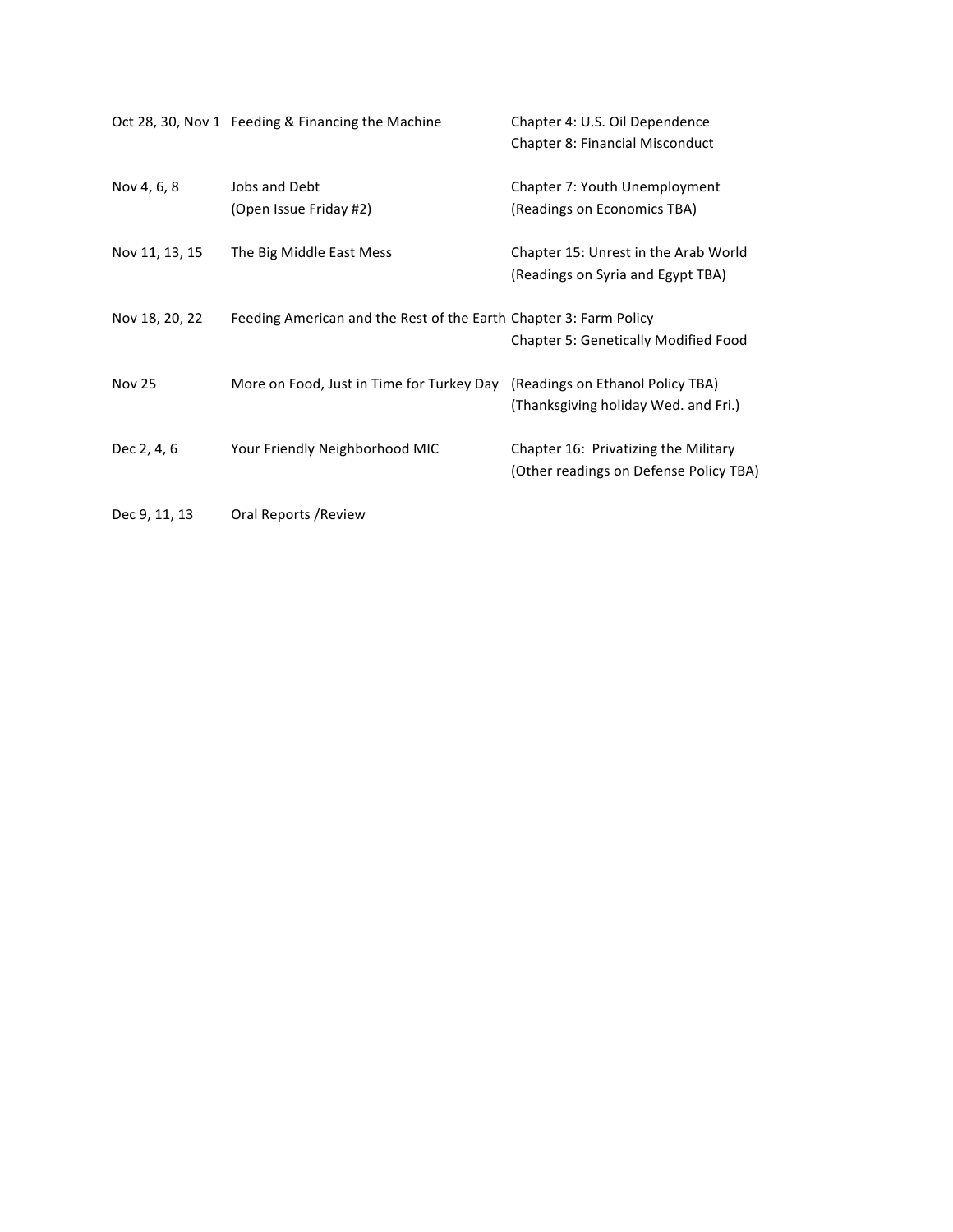| | | |
|---|---|---|
| Oct 28, 30, Nov 1 | Feeding & Financing the Machine | Chapter 4: U.S. Oil Dependence<br>Chapter 8: Financial Misconduct |
| Nov 4, 6, 8 | Jobs and Debt<br>(Open Issue Friday #2) | Chapter 7: Youth Unemployment<br>(Readings on Economics TBA) |
| Nov 11, 13, 15 | The Big Middle East Mess | Chapter 15: Unrest in the Arab World<br>(Readings on Syria and Egypt TBA) |
| Nov 18, 20, 22 | Feeding American and the Rest of the Earth | Chapter 3: Farm Policy<br>Chapter 5: Genetically Modified Food |
| Nov 25 | More on Food, Just in Time for Turkey Day | (Readings on Ethanol Policy TBA)<br>(Thanksgiving holiday Wed. and Fri.) |
| Dec 2, 4, 6 | Your Friendly Neighborhood MIC | Chapter 16: Privatizing the Military<br>(Other readings on Defense Policy TBA) |
| Dec 9, 11, 13 | Oral Reports /Review | |